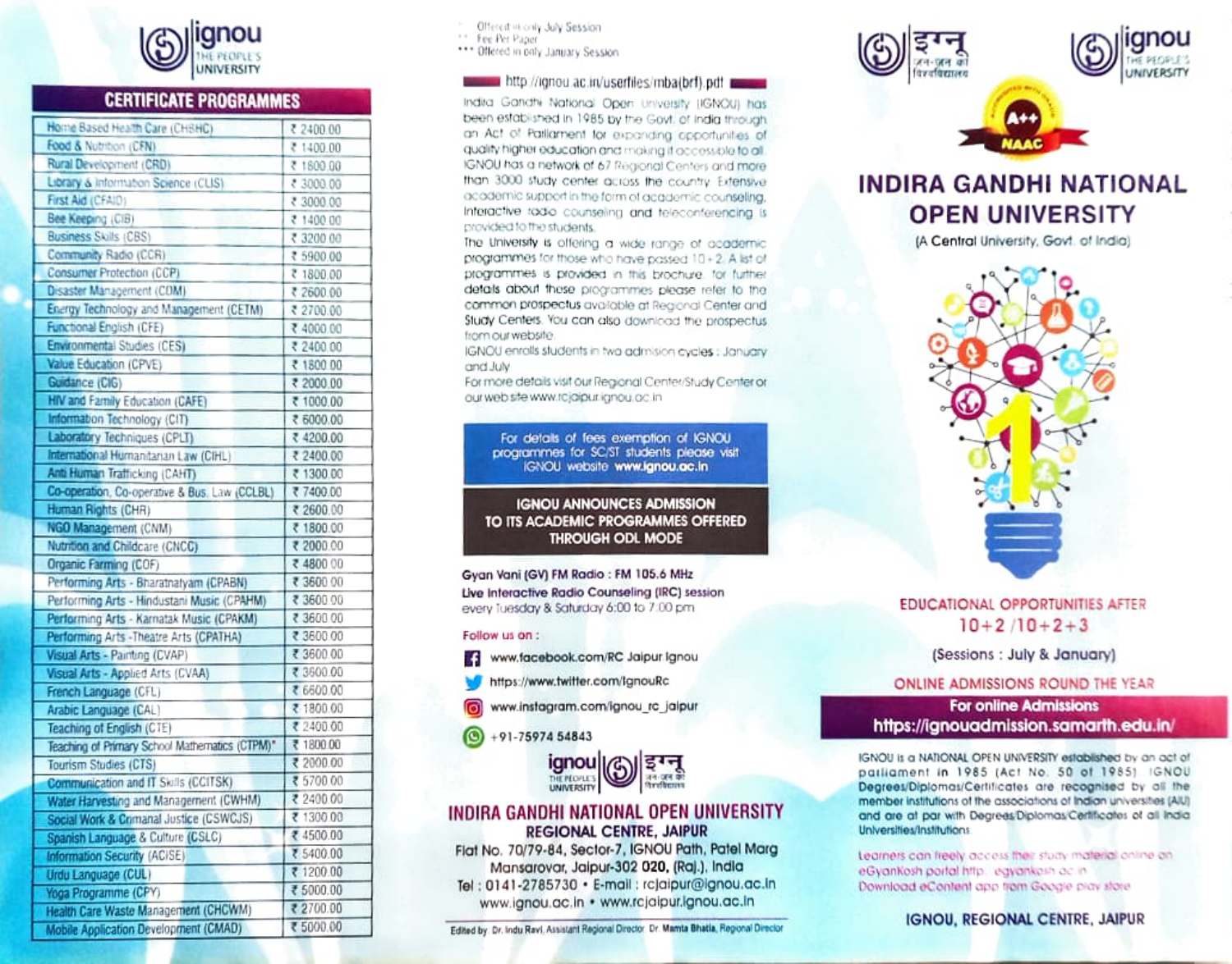# ignou THE PEOPLE'S UNIVERSITY

## CERTIFICATE PROGRAMMES

| Programme | Fee |
|---|---|
| Home Based Health Care (CHBHC) | ₹ 2400.00 |
| Food & Nutrition (CFN) | ₹ 1400.00 |
| Rural Development (CRD) | ₹ 1800.00 |
| Library & Information Science (CLIS) | ₹ 3000.00 |
| First Aid (CFAID) | ₹ 3000.00 |
| Bee Keeping (CIB) | ₹ 1400.00 |
| Business Skills (CBS) | ₹ 3200.00 |
| Community Radio (CCR) | ₹ 5900.00 |
| Consumer Protection (CCP) | ₹ 1800.00 |
| Disaster Management (CDM) | ₹ 2600.00 |
| Energy Technology and Management (CETM) | ₹ 2700.00 |
| Functional English (CFE) | ₹ 4000.00 |
| Environmental Studies (CES) | ₹ 2400.00 |
| Value Education (CPVE) | ₹ 1800.00 |
| Guidance (CIG) | ₹ 2000.00 |
| HIV and Family Education (CAFE) | ₹ 1000.00 |
| Information Technology (CIT) | ₹ 6000.00 |
| Laboratory Techniques (CPLT) | ₹ 4200.00 |
| International Humanitarian Law (CIHL) | ₹ 2400.00 |
| Anti Human Trafficking (CAHT) | ₹ 1300.00 |
| Co-operation, Co-operative & Bus. Law (CCLBL) | ₹ 7400.00 |
| Human Rights (CHR) | ₹ 2600.00 |
| NGO Management (CNM) | ₹ 1800.00 |
| Nutrition and Childcare (CNCC) | ₹ 2000.00 |
| Organic Farming (COF) | ₹ 4800.00 |
| Performing Arts - Bharatnatyam (CPABN) | ₹ 3600.00 |
| Performing Arts - Hindustani Music (CPAHM) | ₹ 3600.00 |
| Performing Arts - Karnatak Music (CPAKM) | ₹ 3600.00 |
| Performing Arts -Theatre Arts (CPATHA) | ₹ 3600.00 |
| Visual Arts - Painting (CVAP) | ₹ 3600.00 |
| Visual Arts - Applied Arts (CVAA) | ₹ 3600.00 |
| French Language (CFL) | ₹ 6600.00 |
| Arabic Language (CAL) | ₹ 1800.00 |
| Teaching of English (CTE) | ₹ 2400.00 |
| Teaching of Primary School Mathematics (CTPM)* | ₹ 1800.00 |
| Tourism Studies (CTS) | ₹ 2000.00 |
| Communication and IT Skills (CCITSK) | ₹ 5700.00 |
| Water Harvesting and Management (CWHM) | ₹ 2400.00 |
| Social Work & Criminal Justice (CSWCJS) | ₹ 1300.00 |
| Spanish Language & Culture (CSLC) | ₹ 4500.00 |
| Information Security (ACISE) | ₹ 5400.00 |
| Urdu Language (CUL) | ₹ 1200.00 |
| Yoga Programme (CPY) | ₹ 5000.00 |
| Health Care Waste Management (CHCWM) | ₹ 2700.00 |
| Mobile Application Development (CMAD) | ₹ 5000.00 |

\* Offered in only July Session
\** Fee Per Paper
\*** Offered in only January Session

http://ignou.ac.in/userfiles/mba(brf).pdf

Indira Gandhi National Open University (IGNOU) has been established in 1985 by the Govt. of India through an Act of Parliament for expanding opportunities of quality higher education and making it accessible to all. IGNOU has a network of 67 Regional Centers and more than 3000 study center across the country. Extensive academic support in the form of academic counseling, Interactive radio counseling and teleconferencing is provided to the students.

The University is offering a wide range of academic programmes for those who have passed 10+2. A list of programmes is provided in this brochure. for further details about these programmes please refer to the common prospectus available at Regional Center and Study Centers. You can also download the prospectus from our website.

IGNOU enrolls students in two admission cycles : January and July

For more details visit our Regional Center/Study Center or our web site www.rcjaipur.ignou.ac.in

For details of fees exemption of IGNOU programmes for SC/ST students please visit IGNOU website **www.ignou.ac.in**

**IGNOU ANNOUNCES ADMISSION TO ITS ACADEMIC PROGRAMMES OFFERED THROUGH ODL MODE**

**Gyan Vani (GV) FM Radio : FM 105.6 MHz**
**Live Interactive Radio Counseling (IRC) session** every Tuesday & Saturday 6:00 to 7:00 pm

**Follow us on :**

- www.facebook.com/RC Jaipur Ignou
- https://www.twitter.com/IgnouRc
- www.instagram.com/ignou_rc_jaipur
- +91-75974 54843

## INDIRA GANDHI NATIONAL OPEN UNIVERSITY
### REGIONAL CENTRE, JAIPUR

Flat No. 70/79-84, Sector-7, IGNOU Path, Patel Marg
Mansarovar, Jaipur-302 020, (Raj.), India
Tel : 0141-2785730 • E-mail : rcjaipur@ignou.ac.in
www.ignou.ac.in • www.rcjaipur.ignou.ac.in

Edited by Dr. Indu Ravi, Assistant Regional Director Dr. Mamta Bhatia, Regional Director

इग्नू जन-जन का विश्वविद्यालय | ignou THE PEOPLE'S UNIVERSITY

A++ NAAC

# INDIRA GANDHI NATIONAL OPEN UNIVERSITY

(A Central University, Govt. of India)

## EDUCATIONAL OPPORTUNITIES AFTER 10+2 /10+2+3

(Sessions : July & January)

**ONLINE ADMISSIONS ROUND THE YEAR**

**For online Admissions**
**https://ignouadmission.samarth.edu.in/**

IGNOU is a NATIONAL OPEN UNIVERSITY established by an act of parliament in 1985 (Act No. 50 of 1985). IGNOU Degrees/Diplomas/Certificates are recognised by all the member institutions of the associations of Indian universities (AIU) and are at par with Degrees/Diplomas/Certificates of all India Universities/Institutions.

Learners can freely access their study material online on eGyankosh portal http://egyankosh.ac.in
Download eContent app from Google play store

**IGNOU, REGIONAL CENTRE, JAIPUR**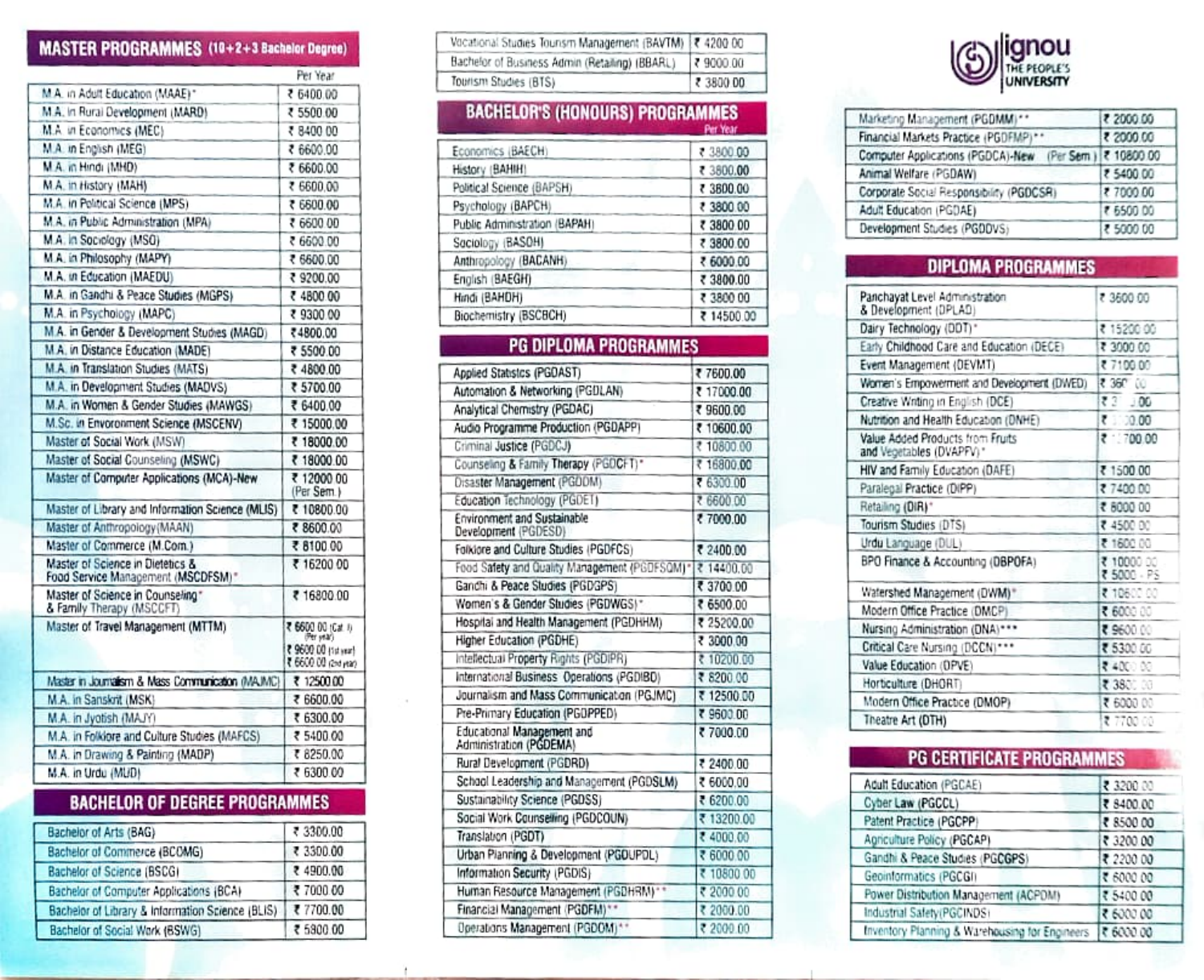## MASTER PROGRAMMES (10+2+3 Bachelor Degree)

| | Per Year |
|---|---|
| M.A. in Adult Education (MAAE)* | ₹ 6400.00 |
| M.A. in Rural Development (MARD) | ₹ 5500.00 |
| M.A. in Economics (MEC) | ₹ 8400.00 |
| M.A. in English (MEG) | ₹ 6600.00 |
| M.A. in Hindi (MHD) | ₹ 6600.00 |
| M.A. in History (MAH) | ₹ 6600.00 |
| M.A. in Political Science (MPS) | ₹ 6600.00 |
| M.A. in Public Administration (MPA) | ₹ 6600.00 |
| M.A. in Sociology (MSO) | ₹ 6600.00 |
| M.A. in Philosophy (MAPY) | ₹ 6600.00 |
| M.A. in Education (MAEDU) | ₹ 9200.00 |
| M.A. in Gandhi & Peace Studies (MGPS) | ₹ 4800.00 |
| M.A. in Psychology (MAPC) | ₹ 9300.00 |
| M.A. in Gender & Development Studies (MAGD) | ₹4800.00 |
| M.A. in Distance Education (MADE) | ₹ 5500.00 |
| M.A. in Translation Studies (MATS) | ₹ 4800.00 |
| M.A. in Development Studies (MADVS) | ₹ 5700.00 |
| M.A. in Women & Gender Studies (MAWGS) | ₹ 6400.00 |
| M.Sc. in Environment Science (MSCENV) | ₹ 15000.00 |
| Master of Social Work (MSW) | ₹ 18000.00 |
| Master of Social Counseling (MSWC) | ₹ 18000.00 |
| Master of Computer Applications (MCA)-New | ₹ 12000.00 (Per Sem.) |
| Master of Library and Information Science (MLIS) | ₹ 10800.00 |
| Master of Anthropology(MAAN) | ₹ 8600.00 |
| Master of Commerce (M.Com.) | ₹ 8100.00 |
| Master of Science in Dietetics & Food Service Management (MSCDFSM)* | ₹ 16200.00 |
| Master of Science in Counseling* & Family Therapy (MSCCFT) | ₹ 16800.00 |
| Master of Travel Management (MTTM) | ₹ 6600.00 (Cat. I) (Per year) ₹ 9600.00 (1st year) ₹ 6600.00 (2nd year) |
| Master in Journalism & Mass Communication (MAJMC) | ₹ 12500.00 |
| M.A. in Sanskrit (MSK) | ₹ 6600.00 |
| M.A. in Jyotish (MAJY) | ₹ 6300.00 |
| M.A. in Folklore and Culture Studies (MAFCS) | ₹ 5400.00 |
| M.A. in Drawing & Painting (MADP) | ₹ 8250.00 |
| M.A. in Urdu (MUD) | ₹ 6300.00 |

## BACHELOR OF DEGREE PROGRAMMES

| | |
|---|---|
| Bachelor of Arts (BAG) | ₹ 3300.00 |
| Bachelor of Commerce (BCOMG) | ₹ 3300.00 |
| Bachelor of Science (BSCG) | ₹ 4900.00 |
| Bachelor of Computer Applications (BCA) | ₹ 7000.00 |
| Bachelor of Library & Information Science (BLIS) | ₹ 7700.00 |
| Bachelor of Social Work (BSWG) | ₹ 5800.00 |
| Vocational Studies Tourism Management (BAVTM) | ₹ 4200.00 |
| Bachelor of Business Admin (Retailing) (BBARL) | ₹ 9000.00 |
| Tourism Studies (BTS) | ₹ 3800.00 |

## BACHELOR'S (HONOURS) PROGRAMMES

| | Per Year |
|---|---|
| Economics (BAECH) | ₹ 3800.00 |
| History (BAHIH) | ₹ 3800.00 |
| Political Science (BAPSH) | ₹ 3800.00 |
| Psychology (BAPCH) | ₹ 3800.00 |
| Public Administration (BAPAH) | ₹ 3800.00 |
| Sociology (BASOH) | ₹ 3800.00 |
| Anthropology (BACANH) | ₹ 6000.00 |
| English (BAEGH) | ₹ 3800.00 |
| Hindi (BAHDH) | ₹ 3800.00 |
| Biochemistry (BSCBCH) | ₹ 14500.00 |

## PG DIPLOMA PROGRAMMES

| | |
|---|---|
| Applied Statistics (PGDAST) | ₹ 7600.00 |
| Automation & Networking (PGDLAN) | ₹ 17000.00 |
| Analytical Chemistry (PGDAC) | ₹ 9600.00 |
| Audio Programme Production (PGDAPP) | ₹ 10600.00 |
| Criminal Justice (PGDCJ) | ₹ 10800.00 |
| Counseling & Family Therapy (PGDCFT)* | ₹ 16800.00 |
| Disaster Management (PGDDM) | ₹ 6300.00 |
| Education Technology (PGDET) | ₹ 6600.00 |
| Environment and Sustainable Development (PGDESD) | ₹ 7000.00 |
| Folklore and Culture Studies (PGDFCS) | ₹ 2400.00 |
| Food Safety and Quality Management (PGDFSQM)* | ₹ 14400.00 |
| Gandhi & Peace Studies (PGDGPS) | ₹ 3700.00 |
| Women's & Gender Studies (PGDWGS)* | ₹ 6500.00 |
| Hospital and Health Management (PGDHHM) | ₹ 25200.00 |
| Higher Education (PGDHE) | ₹ 3000.00 |
| Intellectual Property Rights (PGDIPR) | ₹ 10200.00 |
| International Business Operations (PGDIBO) | ₹ 8200.00 |
| Journalism and Mass Communication (PGJMC) | ₹ 12500.00 |
| Pre-Primary Education (PGDPPED) | ₹ 9600.00 |
| Educational Management and Administration (PGDEMA) | ₹ 7000.00 |
| Rural Development (PGDRD) | ₹ 2400.00 |
| School Leadership and Management (PGDSLM) | ₹ 6000.00 |
| Sustainability Science (PGDSS) | ₹ 6200.00 |
| Social Work Counseling (PGDCOUN) | ₹ 13200.00 |
| Translation (PGDT) | ₹ 4000.00 |
| Urban Planning & Development (PGDUPDL) | ₹ 6000.00 |
| Information Security (PGDIS) | ₹ 10800.00 |
| Human Resource Management (PGDHRM)** | ₹ 2000.00 |
| Financial Management (PGDFM)** | ₹ 2000.00 |
| Operations Management (PGDOM)** | ₹ 2000.00 |
| Marketing Management (PGDMM)** | ₹ 2000.00 |
| Financial Markets Practice (PGDFMP)** | ₹ 2000.00 |
| Computer Applications (PGDCA)-New (Per Sem.) | ₹ 10800.00 |
| Animal Welfare (PGDAW) | ₹ 5400.00 |
| Corporate Social Responsibility (PGDCSR) | ₹ 7000.00 |
| Adult Education (PGDAE) | ₹ 6500.00 |
| Development Studies (PGDDVS) | ₹ 5000.00 |

## DIPLOMA PROGRAMMES

| | |
|---|---|
| Panchayat Level Administration & Development (DPLAD) | ₹ 3600.00 |
| Dairy Technology (DDT)* | ₹ 15200.00 |
| Early Childhood Care and Education (DECE) | ₹ 3000.00 |
| Event Management (DEVMT) | ₹ 7100.00 |
| Women's Empowerment and Development (DWED) | ₹ 360_.00 |
| Creative Writing in English (DCE) | ₹ _ _.00 |
| Nutrition and Health Education (DNHE) | ₹ _ _.00 |
| Value Added Products from Fruits and Vegetables (DVAPFV)* | ₹ _700.00 |
| HIV and Family Education (DAFE) | ₹ 1500.00 |
| Paralegal Practice (DIPP) | ₹ 7400.00 |
| Retailing (DIR)* | ₹ 8000.00 |
| Tourism Studies (DTS) | ₹ 4500.00 |
| Urdu Language (DUL) | ₹ 1600.00 |
| BPO Finance & Accounting (DBPOFA) | ₹ 10000.00 ₹ 5000 - PS |
| Watershed Management (DWM)* | ₹ 106_.00 |
| Modern Office Practice (DMCP) | ₹ 6000.00 |
| Nursing Administration (DNA)*** | ₹ 9600.00 |
| Critical Care Nursing (DCCN)*** | ₹ 5300.00 |
| Value Education (DPVE) | ₹ 400_.00 |
| Horticulture (DHORT) | ₹ 380_.00 |
| Modern Office Practice (DMOP) | ₹ 6000.00 |
| Theatre Art (DTH) | ₹ 7700.00 |

## PG CERTIFICATE PROGRAMMES

| | |
|---|---|
| Adult Education (PGCAE) | ₹ 3200.00 |
| Cyber Law (PGCCL) | ₹ 8400.00 |
| Patent Practice (PGCPP) | ₹ 8500.00 |
| Agriculture Policy (PGCAP) | ₹ 3200.00 |
| Gandhi & Peace Studies (PGCGPS) | ₹ 2200.00 |
| Geoinformatics (PGCGI) | ₹ 6000.00 |
| Power Distribution Management (ACPDM) | ₹ 5400.00 |
| Industrial Safety(PGCINDS) | ₹ 6000.00 |
| Inventory Planning & Warehousing for Engineers | ₹ 6000.00 |